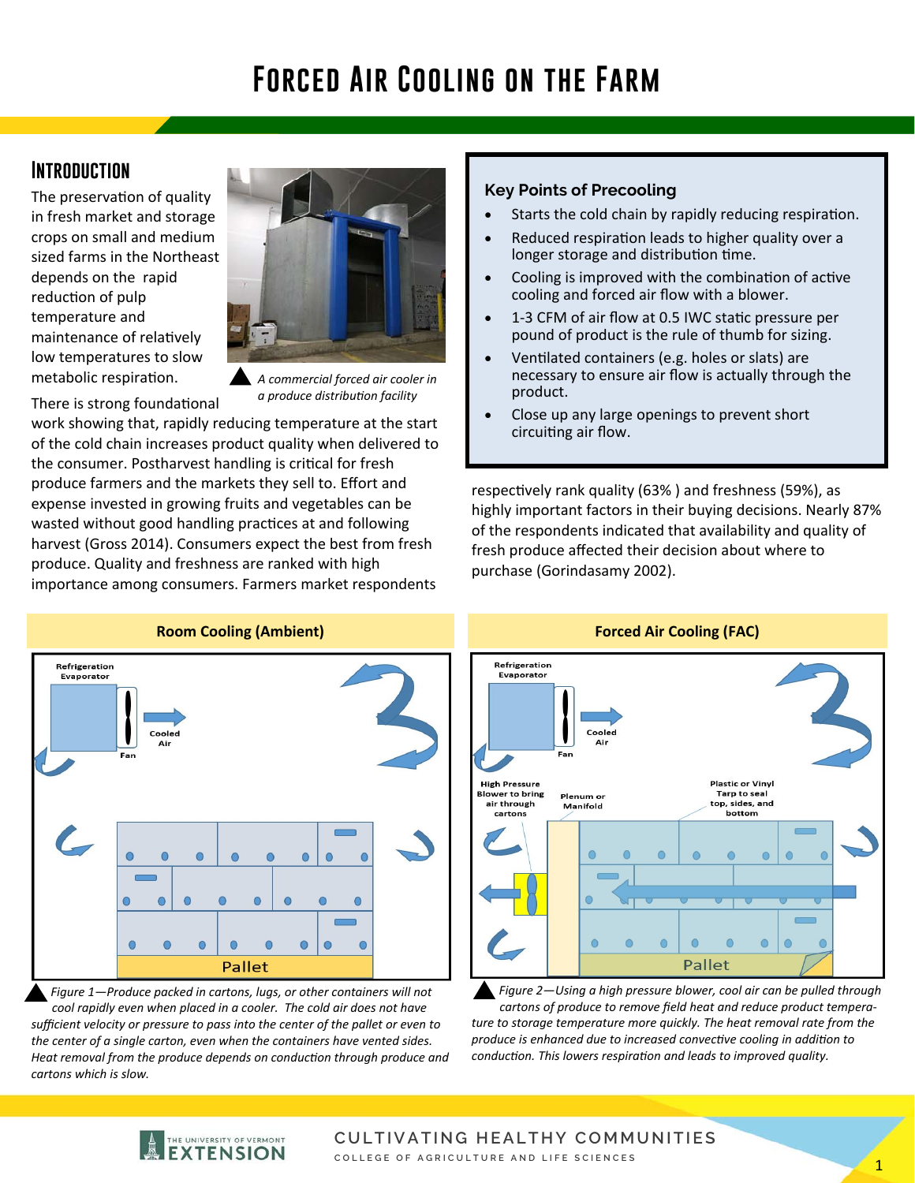# Forced Air Cooling on the Farm

## Introduction

The preservation of quality in fresh market and storage crops on small and medium sized farms in the Northeast depends on the rapid reduction of pulp temperature and maintenance of relatively low temperatures to slow metabolic respiration.

*A commercial forced air cooler in a produce distribution facility*

There is strong foundational work showing that, rapidly reducing temperature at the start of the cold chain increases product quality when delivered to the consumer. Postharvest handling is critical for fresh produce farmers and the markets they sell to. Effort and expense invested in growing fruits and vegetables can be wasted without good handling practices at and following harvest (Gross 2014). Consumers expect the best from fresh produce. Quality and freshness are ranked with high importance among consumers. Farmers market respondents respectively rank quality (63% ) and freshness (59%), as highly important factors in their buying decisions. Nearly 87% of the respondents indicated that availability and quality of fresh produce affected their decision about where to purchase (Gorindasamy 2002).

### Key Points of Precooling

- Starts the cold chain by rapidly reducing respiration.
- Reduced respiration leads to higher quality over a longer storage and distribution time.
- Cooling is improved with the combination of active cooling and forced air flow with a blower.
- 1-3 CFM of air flow at 0.5 IWC static pressure per pound of product is the rule of thumb for sizing.
- Ventilated containers (e.g. holes or slats) are necessary to ensure air flow is actually through the product.
- Close up any large openings to prevent short circuiting air flow.

**Room Cooling (Ambient)**

Refrigeration Evaporator — Fan — Cooled Air — Pallet

*Figure 1—Produce packed in cartons, lugs, or other containers will not cool rapidly even when placed in a cooler. The cold air does not have sufficient velocity or pressure to pass into the center of the pallet or even to the center of a single carton, even when the containers have vented sides. Heat removal from the produce depends on conduction through produce and cartons which is slow.*

**Forced Air Cooling (FAC)**

Refrigeration Evaporator — Fan — Cooled Air — High Pressure Blower to bring air through cartons — Plenum or Manifold — Plastic or Vinyl Tarp to seal top, sides, and bottom — Pallet

*Figure 2—Using a high pressure blower, cool air can be pulled through cartons of produce to remove field heat and reduce product temperature to storage temperature more quickly. The heat removal rate from the produce is enhanced due to increased convective cooling in addition to conduction. This lowers respiration and leads to improved quality.*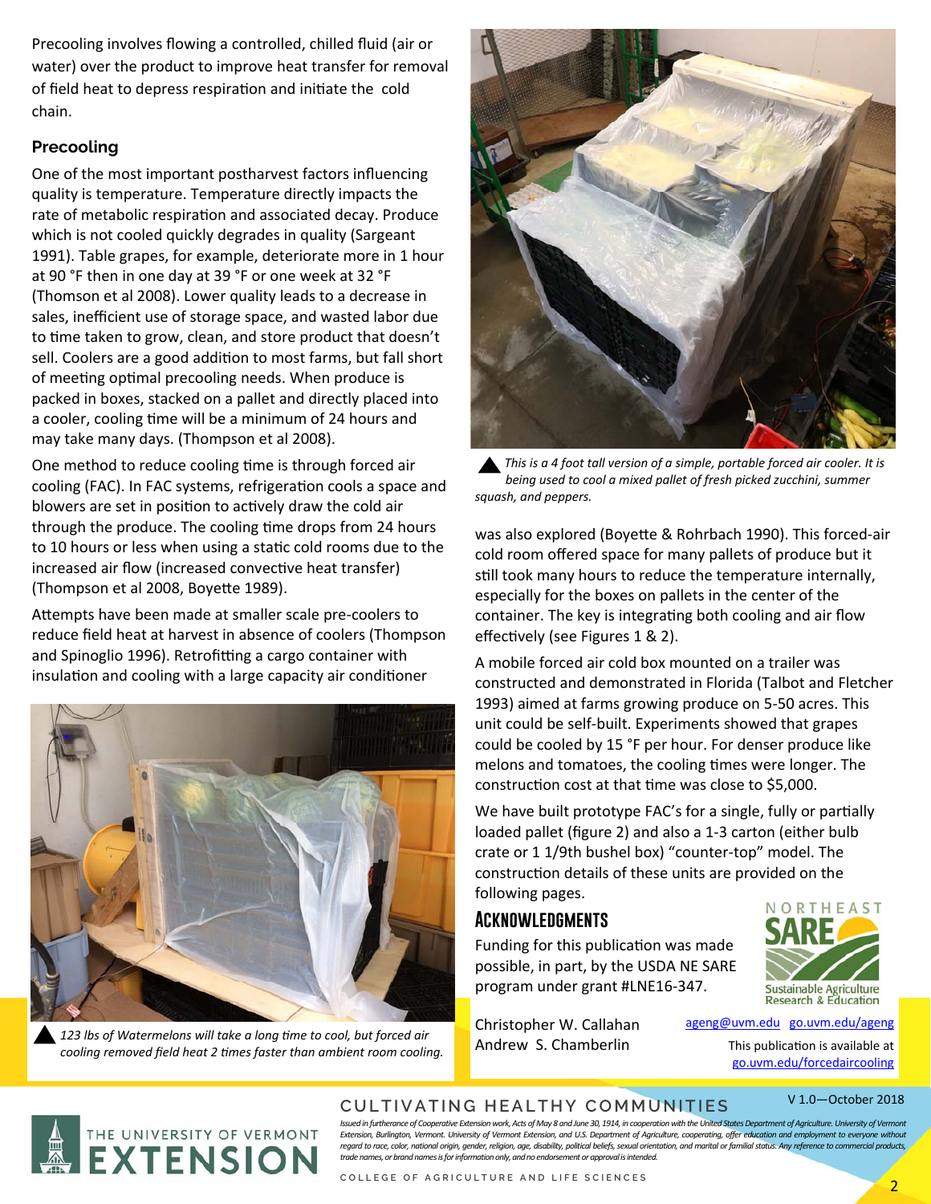Precooling involves flowing a controlled, chilled fluid (air or water) over the product to improve heat transfer for removal of field heat to depress respiration and initiate the cold chain.

### Precooling

One of the most important postharvest factors influencing quality is temperature. Temperature directly impacts the rate of metabolic respiration and associated decay. Produce which is not cooled quickly degrades in quality (Sargeant 1991). Table grapes, for example, deteriorate more in 1 hour at 90 °F then in one day at 39 °F or one week at 32 °F (Thomson et al 2008). Lower quality leads to a decrease in sales, inefficient use of storage space, and wasted labor due to time taken to grow, clean, and store product that doesn't sell. Coolers are a good addition to most farms, but fall short of meeting optimal precooling needs. When produce is packed in boxes, stacked on a pallet and directly placed into a cooler, cooling time will be a minimum of 24 hours and may take many days. (Thompson et al 2008).

One method to reduce cooling time is through forced air cooling (FAC). In FAC systems, refrigeration cools a space and blowers are set in position to actively draw the cold air through the produce. The cooling time drops from 24 hours to 10 hours or less when using a static cold rooms due to the increased air flow (increased convective heat transfer) (Thompson et al 2008, Boyette 1989).

Attempts have been made at smaller scale pre-coolers to reduce field heat at harvest in absence of coolers (Thompson and Spinoglio 1996). Retrofitting a cargo container with insulation and cooling with a large capacity air conditioner

*123 lbs of Watermelons will take a long time to cool, but forced air cooling removed field heat 2 times faster than ambient room cooling.*

*This is a 4 foot tall version of a simple, portable forced air cooler. It is being used to cool a mixed pallet of fresh picked zucchini, summer squash, and peppers.*

was also explored (Boyette & Rohrbach 1990). This forced-air cold room offered space for many pallets of produce but it still took many hours to reduce the temperature internally, especially for the boxes on pallets in the center of the container. The key is integrating both cooling and air flow effectively (see Figures 1 & 2).

A mobile forced air cold box mounted on a trailer was constructed and demonstrated in Florida (Talbot and Fletcher 1993) aimed at farms growing produce on 5-50 acres. This unit could be self-built. Experiments showed that grapes could be cooled by 15 °F per hour. For denser produce like melons and tomatoes, the cooling times were longer. The construction cost at that time was close to $5,000.

We have built prototype FAC's for a single, fully or partially loaded pallet (figure 2) and also a 1-3 carton (either bulb crate or 1 1/9th bushel box) "counter-top" model. The construction details of these units are provided on the following pages.

### Acknowledgments

Funding for this publication was made possible, in part, by the USDA NE SARE program under grant #LNE16-347.

Christopher W. Callahan
Andrew S. Chamberlin

ageng@uvm.edu go.uvm.edu/ageng

This publication is available at go.uvm.edu/forcedaircooling

V 1.0—October 2018

CULTIVATING HEALTHY COMMUNITIES

*Issued in furtherance of Cooperative Extension work, Acts of May 8 and June 30, 1914, in cooperation with the United States Department of Agriculture. University of Vermont Extension, Burlington, Vermont. University of Vermont Extension, and U.S. Department of Agriculture, cooperating, offer education and employment to everyone without regard to race, color, national origin, gender, religion, age, disability, political beliefs, sexual orientation, and marital or familial status. Any reference to commercial products, trade names, or brand names is for information only, and no endorsement or approval is intended.*

COLLEGE OF AGRICULTURE AND LIFE SCIENCES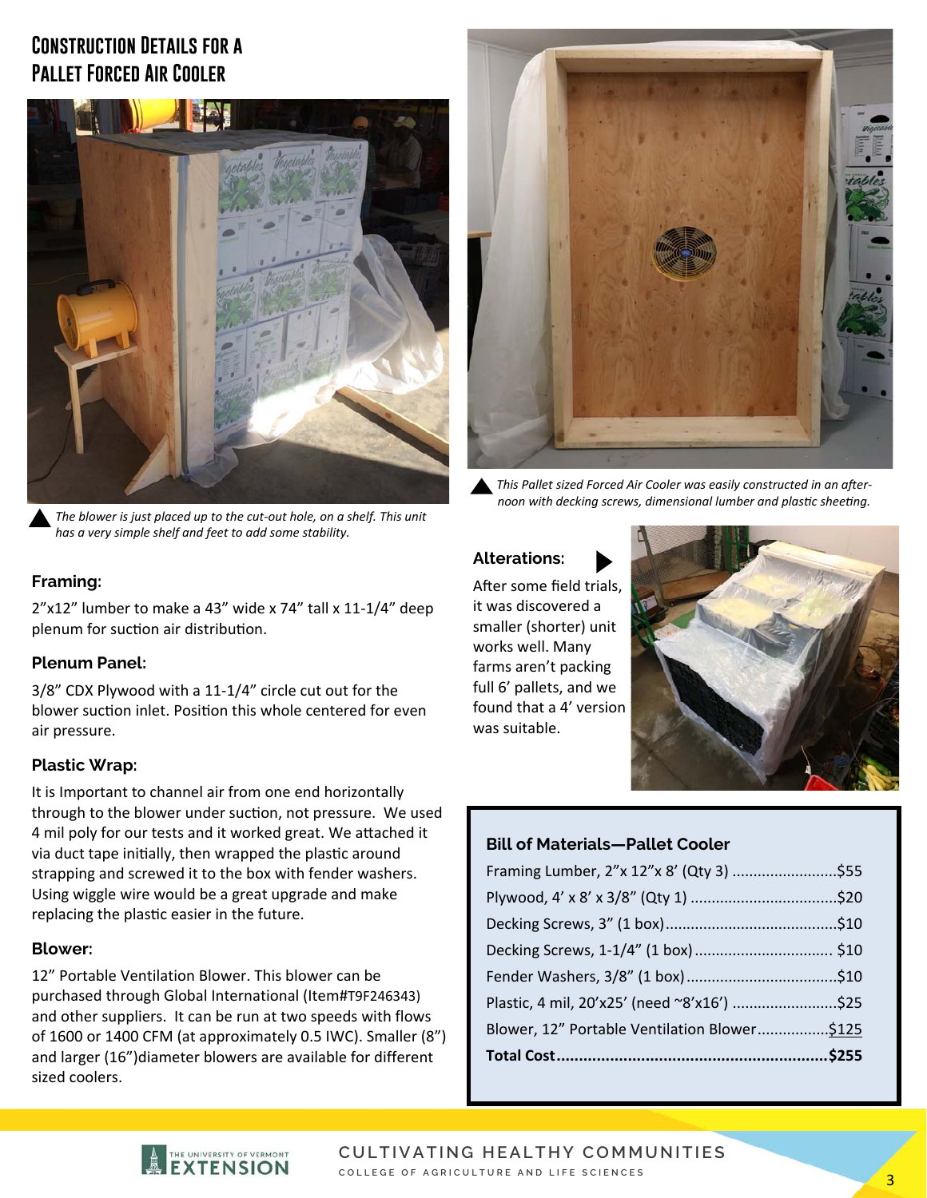# Construction Details for a Pallet Forced Air Cooler

*The blower is just placed up to the cut-out hole, on a shelf. This unit has a very simple shelf and feet to add some stability.*

**Framing:**

2"x12" lumber to make a 43" wide x 74" tall x 11-1/4" deep plenum for suction air distribution.

**Plenum Panel:**

3/8" CDX Plywood with a 11-1/4" circle cut out for the blower suction inlet. Position this whole centered for even air pressure.

**Plastic Wrap:**

It is Important to channel air from one end horizontally through to the blower under suction, not pressure. We used 4 mil poly for our tests and it worked great. We attached it via duct tape initially, then wrapped the plastic around strapping and screwed it to the box with fender washers. Using wiggle wire would be a great upgrade and make replacing the plastic easier in the future.

**Blower:**

12" Portable Ventilation Blower. This blower can be purchased through Global International (Item#T9F246343) and other suppliers. It can be run at two speeds with flows of 1600 or 1400 CFM (at approximately 0.5 IWC). Smaller (8") and larger (16")diameter blowers are available for different sized coolers.

*This Pallet sized Forced Air Cooler was easily constructed in an afternoon with decking screws, dimensional lumber and plastic sheeting.*

**Alterations:**

After some field trials, it was discovered a smaller (shorter) unit works well. Many farms aren't packing full 6' pallets, and we found that a 4' version was suitable.

**Bill of Materials—Pallet Cooler**

| Item | Cost |
|---|---|
| Framing Lumber, 2"x 12"x 8' (Qty 3) | $55 |
| Plywood, 4' x 8' x 3/8" (Qty 1) | $20 |
| Decking Screws, 3" (1 box) | $10 |
| Decking Screws, 1-1/4" (1 box) | $10 |
| Fender Washers, 3/8" (1 box) | $10 |
| Plastic, 4 mil, 20'x25' (need ~8'x16') | $25 |
| Blower, 12" Portable Ventilation Blower | $125 |
| **Total Cost** | **$255** |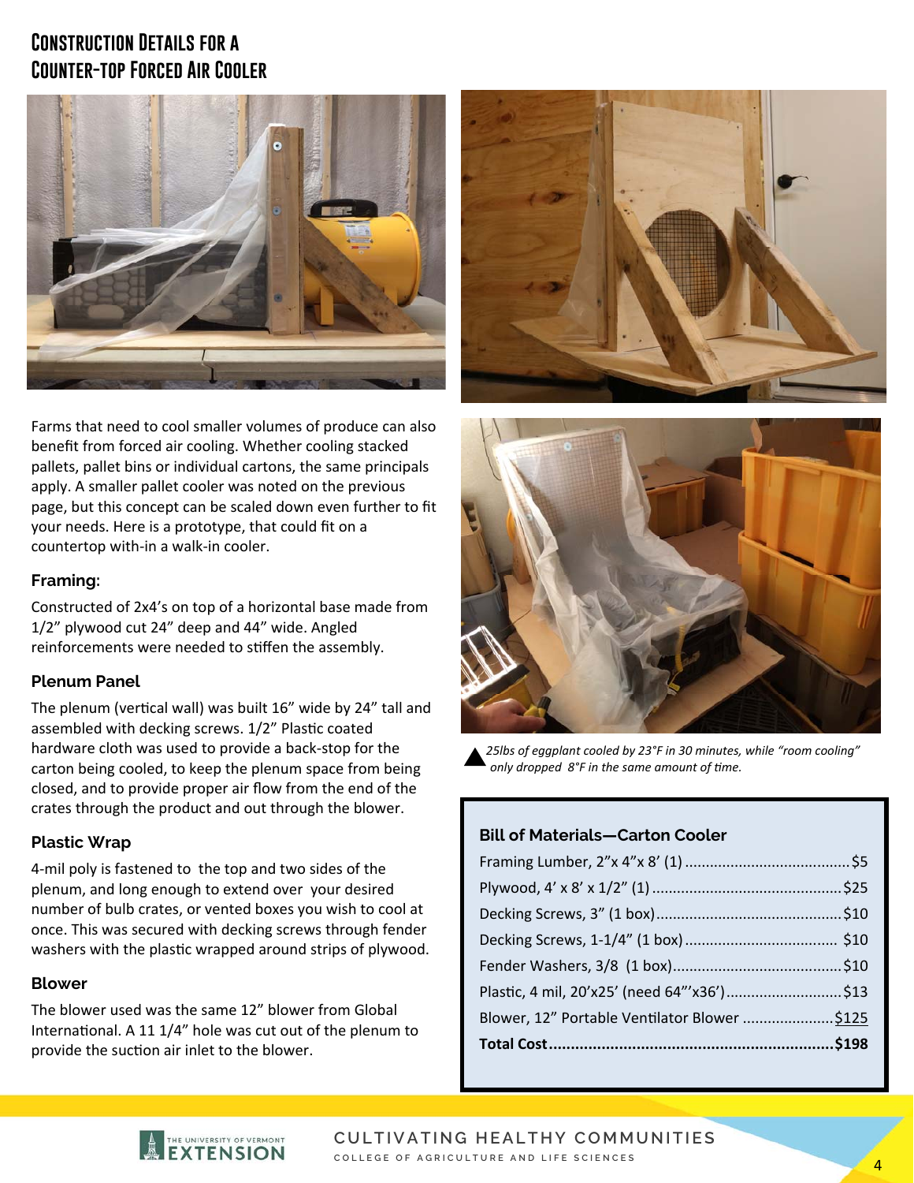# Construction Details for a Counter-top Forced Air Cooler

Farms that need to cool smaller volumes of produce can also benefit from forced air cooling. Whether cooling stacked pallets, pallet bins or individual cartons, the same principals apply. A smaller pallet cooler was noted on the previous page, but this concept can be scaled down even further to fit your needs. Here is a prototype, that could fit on a countertop with-in a walk-in cooler.

### Framing:

Constructed of 2x4's on top of a horizontal base made from 1/2" plywood cut 24" deep and 44" wide. Angled reinforcements were needed to stiffen the assembly.

### Plenum Panel

The plenum (vertical wall) was built 16" wide by 24" tall and assembled with decking screws. 1/2" Plastic coated hardware cloth was used to provide a back-stop for the carton being cooled, to keep the plenum space from being closed, and to provide proper air flow from the end of the crates through the product and out through the blower.

### Plastic Wrap

4-mil poly is fastened to the top and two sides of the plenum, and long enough to extend over your desired number of bulb crates, or vented boxes you wish to cool at once. This was secured with decking screws through fender washers with the plastic wrapped around strips of plywood.

### Blower

The blower used was the same 12" blower from Global International. A 11 1/4" hole was cut out of the plenum to provide the suction air inlet to the blower.

*25lbs of eggplant cooled by 23°F in 30 minutes, while "room cooling" only dropped 8°F in the same amount of time.*

### Bill of Materials—Carton Cooler

| | |
|---|---|
| Framing Lumber, 2"x 4"x 8' (1) | $5 |
| Plywood, 4' x 8' x 1/2" (1) | $25 |
| Decking Screws, 3" (1 box) | $10 |
| Decking Screws, 1-1/4" (1 box) | $10 |
| Fender Washers, 3/8 (1 box) | $10 |
| Plastic, 4 mil, 20'x25' (need 64"'x36') | $13 |
| Blower, 12" Portable Ventilator Blower | $125 |
| **Total Cost** | **$198** |

THE UNIVERSITY OF VERMONT EXTENSION

CULTIVATING HEALTHY COMMUNITIES
COLLEGE OF AGRICULTURE AND LIFE SCIENCES